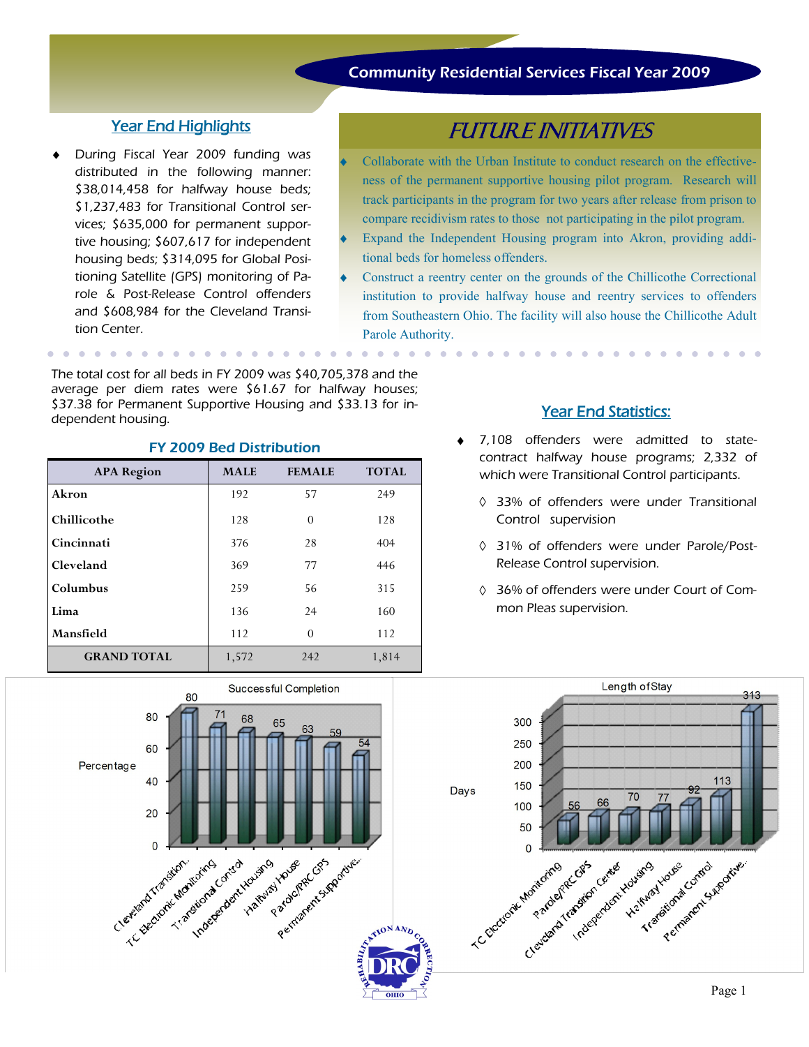# Community Residential Services Fiscal Year 2009

## Year End Highlights

- During Fiscal Year 2009 funding was distributed in the following manner: $38,014,458 for halfway house beds; $1,237,483 for Transitional Control services; $635,000 for permanent supportive housing; $607,617 for independent housing beds; $314,095 for Global Positioning Satellite (GPS) monitoring of Parole & Post-Release Control offenders and $608,984 for the Cleveland Transition Center.

## FUTURE INITIATIVES

- Collaborate with the Urban Institute to conduct research on the effectiveness of the permanent supportive housing pilot program. Research will track participants in the program for two years after release from prison to compare recidivism rates to those not participating in the pilot program.
- Expand the Independent Housing program into Akron, providing additional beds for homeless offenders.
- Construct a reentry center on the grounds of the Chillicothe Correctional institution to provide halfway house and reentry services to offenders from Southeastern Ohio. The facility will also house the Chillicothe Adult Parole Authority.

The total cost for all beds in FY 2009 was $40,705,378 and the average per diem rates were $61.67 for halfway houses; $37.38 for Permanent Supportive Housing and $33.13 for independent housing.

### FY 2009 Bed Distribution

| APA Region | MALE | FEMALE | TOTAL |
|---|---|---|---|
| Akron | 192 | 57 | 249 |
| Chillicothe | 128 | 0 | 128 |
| Cincinnati | 376 | 28 | 404 |
| Cleveland | 369 | 77 | 446 |
| Columbus | 259 | 56 | 315 |
| Lima | 136 | 24 | 160 |
| Mansfield | 112 | 0 | 112 |
| GRAND TOTAL | 1,572 | 242 | 1,814 |

## Year End Statistics:

- 7,108 offenders were admitted to state-contract halfway house programs; 2,332 of which were Transitional Control participants.
  - ◊ 33% of offenders were under Transitional Control supervision
  - ◊ 31% of offenders were under Parole/Post-Release Control supervision.
  - ◊ 36% of offenders were under Court of Common Pleas supervision.

### Successful Completion

| Program | Percentage |
|---|---|
| Cleveland Transition... | 80 |
| TC Electronic Monitoring | 71 |
| Transitional Control | 68 |
| Independent Housing | 65 |
| Halfway House | 63 |
| Parole/PRC GPS | 59 |
| Permanent Supportive... | 54 |

### Length of Stay

| Program | Days |
|---|---|
| TC Electronic Monitoring | 56 |
| Parole/PRC GPS | 66 |
| Cleveland Transition Center | 70 |
| Independent Housing | 77 |
| Halfway House | 92 |
| Transitional Control | 113 |
| Permanent Supportive... | 313 |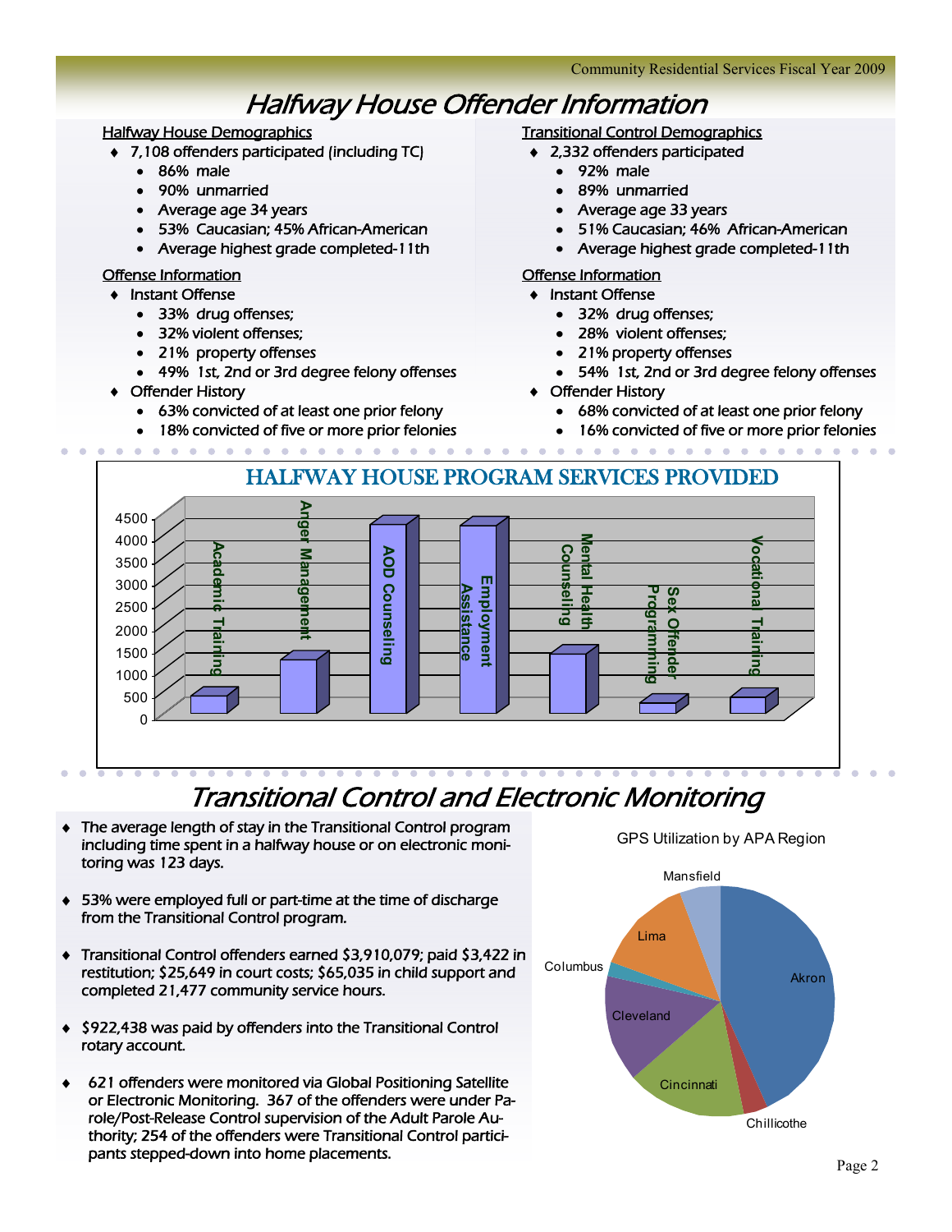# Halfway House Offender Information

## Halfway House Demographics

- 7,108 offenders participated (including TC)
  - 86% male
  - 90% unmarried
  - Average age 34 years
  - 53% Caucasian; 45% African-American
  - Average highest grade completed-11th

## Offense Information

- Instant Offense
  - 33% drug offenses;
  - 32% violent offenses;
  - 21% property offenses
  - 49% 1st, 2nd or 3rd degree felony offenses
- Offender History
  - 63% convicted of at least one prior felony
  - 18% convicted of five or more prior felonies

## Transitional Control Demographics

- 2,332 offenders participated
  - 92% male
  - 89% unmarried
  - Average age 33 years
  - 51% Caucasian; 46% African-American
  - Average highest grade completed-11th

## Offense Information

- Instant Offense
  - 32% drug offenses;
  - 28% violent offenses;
  - 21% property offenses
  - 54% 1st, 2nd or 3rd degree felony offenses
- Offender History
  - 68% convicted of at least one prior felony
  - 16% convicted of five or more prior felonies

## HALFWAY HOUSE PROGRAM SERVICES PROVIDED

Academic Training · Anger Management · AOD Counseling · Employment Assistance · Mental Health Counseling · Sex Offender Programming · Vocational Training

# Transitional Control and Electronic Monitoring

- The average length of stay in the Transitional Control program including time spent in a halfway house or on electronic monitoring was 123 days.
- 53% were employed full or part-time at the time of discharge from the Transitional Control program.
- Transitional Control offenders earned $3,910,079; paid $3,422 in restitution; $25,649 in court costs; $65,035 in child support and completed 21,477 community service hours.
- $922,438 was paid by offenders into the Transitional Control rotary account.
- 621 offenders were monitored via Global Positioning Satellite or Electronic Monitoring. 367 of the offenders were under Parole/Post-Release Control supervision of the Adult Parole Authority; 254 of the offenders were Transitional Control participants stepped-down into home placements.

GPS Utilization by APA Region

Akron · Chillicothe · Cincinnati · Cleveland · Columbus · Lima · Mansfield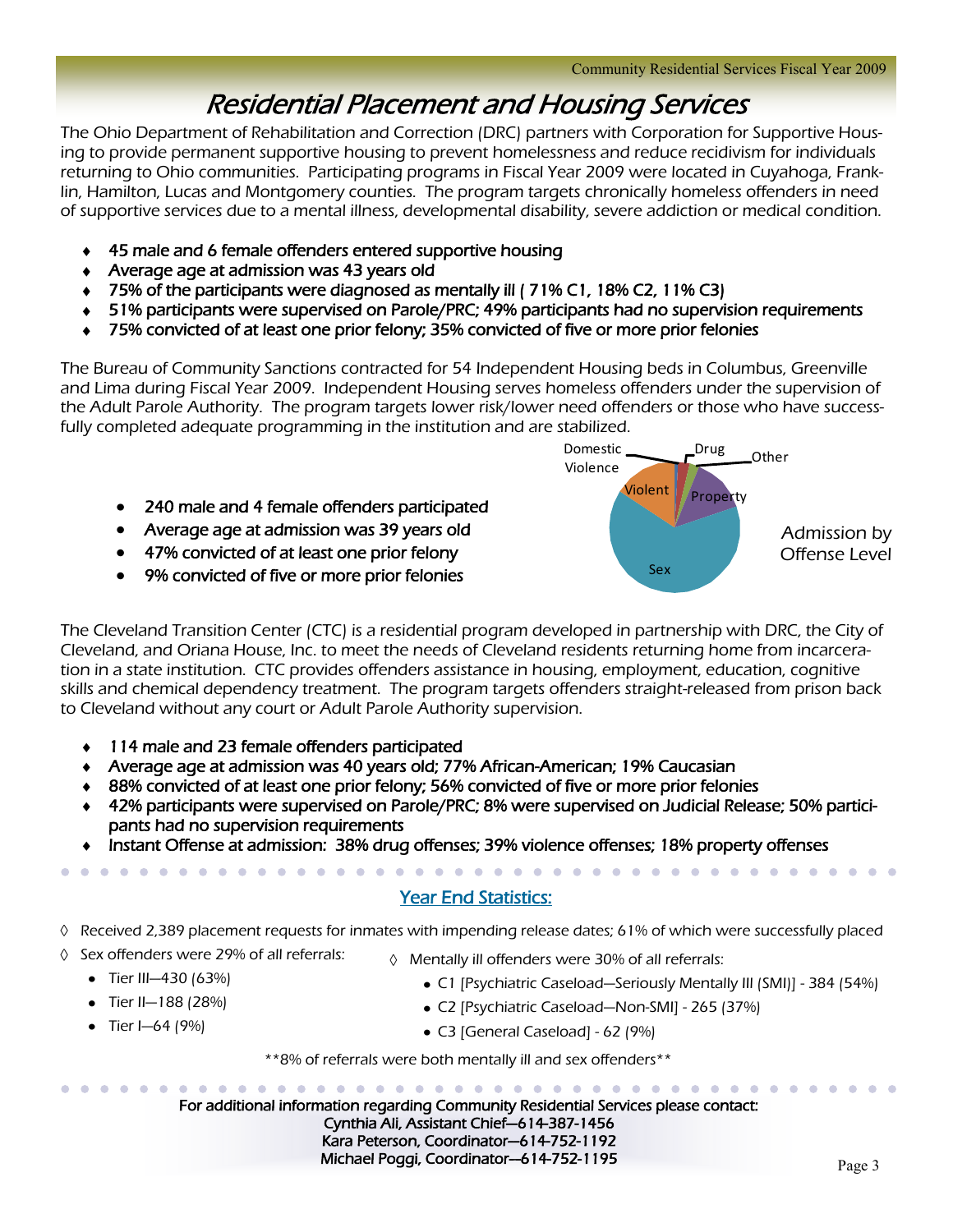# Residential Placement and Housing Services

The Ohio Department of Rehabilitation and Correction (DRC) partners with Corporation for Supportive Housing to provide permanent supportive housing to prevent homelessness and reduce recidivism for individuals returning to Ohio communities. Participating programs in Fiscal Year 2009 were located in Cuyahoga, Franklin, Hamilton, Lucas and Montgomery counties. The program targets chronically homeless offenders in need of supportive services due to a mental illness, developmental disability, severe addiction or medical condition.

- 45 male and 6 female offenders entered supportive housing
- Average age at admission was 43 years old
- 75% of the participants were diagnosed as mentally ill ( 71% C1, 18% C2, 11% C3)
- 51% participants were supervised on Parole/PRC; 49% participants had no supervision requirements
- 75% convicted of at least one prior felony; 35% convicted of five or more prior felonies

The Bureau of Community Sanctions contracted for 54 Independent Housing beds in Columbus, Greenville and Lima during Fiscal Year 2009. Independent Housing serves homeless offenders under the supervision of the Adult Parole Authority. The program targets lower risk/lower need offenders or those who have successfully completed adequate programming in the institution and are stabilized.

- 240 male and 4 female offenders participated
- Average age at admission was 39 years old
- 47% convicted of at least one prior felony
- 9% convicted of five or more prior felonies

Domestic Violence
Drug
Other
Violent
Property
Sex

Admission by Offense Level

The Cleveland Transition Center (CTC) is a residential program developed in partnership with DRC, the City of Cleveland, and Oriana House, Inc. to meet the needs of Cleveland residents returning home from incarceration in a state institution. CTC provides offenders assistance in housing, employment, education, cognitive skills and chemical dependency treatment. The program targets offenders straight-released from prison back to Cleveland without any court or Adult Parole Authority supervision.

- 114 male and 23 female offenders participated
- Average age at admission was 40 years old; 77% African-American; 19% Caucasian
- 88% convicted of at least one prior felony; 56% convicted of five or more prior felonies
- 42% participants were supervised on Parole/PRC; 8% were supervised on Judicial Release; 50% participants had no supervision requirements
- Instant Offense at admission: 38% drug offenses; 39% violence offenses; 18% property offenses

## Year End Statistics:

- Received 2,389 placement requests for inmates with impending release dates; 61% of which were successfully placed
- Sex offenders were 29% of all referrals:
  - Tier III—430 (63%)
  - Tier II—188 (28%)
  - Tier I—64 (9%)
- Mentally ill offenders were 30% of all referrals:
  - C1 [Psychiatric Caseload—Seriously Mentally Ill (SMI)] - 384 (54%)
  - C2 [Psychiatric Caseload—Non-SMI] - 265 (37%)
  - C3 [General Caseload] - 62 (9%)

**8% of referrals were both mentally ill and sex offenders**

For additional information regarding Community Residential Services please contact:
Cynthia Ali, Assistant Chief—614-387-1456
Kara Peterson, Coordinator—614-752-1192
Michael Poggi, Coordinator—614-752-1195